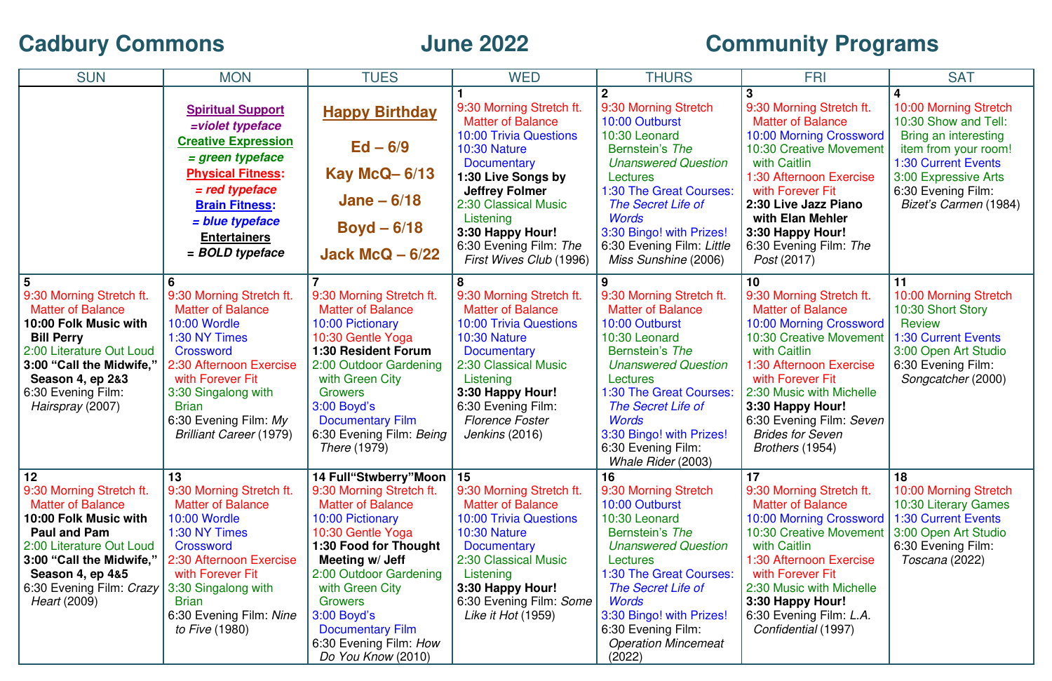# Cadbury Commons June 2022 Community Programs

| SUN | MON | TUES | WED | THURS | FRI | SAT |
|---|---|---|---|---|---|---|
| | **Spiritual Support** *=violet typeface* **Creative Expression** *= green typeface* **Physical Fitness**: *= red typeface* **Brain Fitness**: *= blue typeface* **Entertainers** = ***BOLD typeface*** | **Happy Birthday** **Ed – 6/9** **Kay McQ– 6/13** **Jane – 6/18** **Boyd – 6/18** **Jack McQ – 6/22** | **1** 9:30 Morning Stretch ft. Matter of Balance 10:00 Trivia Questions 10:30 Nature Documentary **1:30 Live Songs by Jeffrey Folmer** 2:30 Classical Music Listening **3:30 Happy Hour!** 6:30 Evening Film: *The First Wives Club* (1996) | **2** 9:30 Morning Stretch 10:00 Outburst 10:30 Leonard Bernstein's *The Unanswered Question* Lectures 1:30 The Great Courses: *The Secret Life of Words* 3:30 Bingo! with Prizes! 6:30 Evening Film: *Little Miss Sunshine* (2006) | **3** 9:30 Morning Stretch ft. Matter of Balance 10:00 Morning Crossword 10:30 Creative Movement with Caitlin 1:30 Afternoon Exercise with Forever Fit **2:30 Live Jazz Piano with Elan Mehler** **3:30 Happy Hour!** 6:30 Evening Film: *The Post* (2017) | **4** 10:00 Morning Stretch 10:30 Show and Tell: Bring an interesting item from your room! 1:30 Current Events 3:00 Expressive Arts 6:30 Evening Film: *Bizet's Carmen* (1984) |
| **5** 9:30 Morning Stretch ft. Matter of Balance **10:00 Folk Music with Bill Perry** 2:00 Literature Out Loud **3:00 "Call the Midwife," Season 4, ep 2&3** 6:30 Evening Film: *Hairspray* (2007) | **6** 9:30 Morning Stretch ft. Matter of Balance 10:00 Wordle 1:30 NY Times Crossword 2:30 Afternoon Exercise with Forever Fit 3:30 Singalong with Brian 6:30 Evening Film: *My Brilliant Career* (1979) | **7** 9:30 Morning Stretch ft. Matter of Balance 10:00 Pictionary 10:30 Gentle Yoga **1:30 Resident Forum** 2:00 Outdoor Gardening with Green City Growers 3:00 Boyd's Documentary Film 6:30 Evening Film: *Being There* (1979) | **8** 9:30 Morning Stretch ft. Matter of Balance 10:00 Trivia Questions 10:30 Nature Documentary 2:30 Classical Music Listening **3:30 Happy Hour!** 6:30 Evening Film: *Florence Foster Jenkins* (2016) | **9** 9:30 Morning Stretch ft. Matter of Balance 10:00 Outburst 10:30 Leonard Bernstein's *The Unanswered Question* Lectures 1:30 The Great Courses: *The Secret Life of Words* 3:30 Bingo! with Prizes! 6:30 Evening Film: *Whale Rider* (2003) | **10** 9:30 Morning Stretch ft. Matter of Balance 10:00 Morning Crossword 10:30 Creative Movement with Caitlin 1:30 Afternoon Exercise with Forever Fit 2:30 Music with Michelle **3:30 Happy Hour!** 6:30 Evening Film: *Seven Brides for Seven Brothers* (1954) | **11** 10:00 Morning Stretch 10:30 Short Story Review 1:30 Current Events 3:00 Open Art Studio 6:30 Evening Film: *Songcatcher* (2000) |
| **12** 9:30 Morning Stretch ft. Matter of Balance **10:00 Folk Music with Paul and Pam** 2:00 Literature Out Loud **3:00 "Call the Midwife," Season 4, ep 4&5** 6:30 Evening Film: *Crazy Heart* (2009) | **13** 9:30 Morning Stretch ft. Matter of Balance 10:00 Wordle 1:30 NY Times Crossword 2:30 Afternoon Exercise with Forever Fit 3:30 Singalong with Brian 6:30 Evening Film: *Nine to Five* (1980) | **14 Full"Stwberry"Moon** 9:30 Morning Stretch ft. Matter of Balance 10:00 Pictionary 10:30 Gentle Yoga **1:30 Food for Thought Meeting w/ Jeff** 2:00 Outdoor Gardening with Green City Growers 3:00 Boyd's Documentary Film 6:30 Evening Film: *How Do You Know* (2010) | **15** 9:30 Morning Stretch ft. Matter of Balance 10:00 Trivia Questions 10:30 Nature Documentary 2:30 Classical Music Listening **3:30 Happy Hour!** 6:30 Evening Film: *Some Like it Hot* (1959) | **16** 9:30 Morning Stretch 10:00 Outburst 10:30 Leonard Bernstein's *The Unanswered Question* Lectures 1:30 The Great Courses: *The Secret Life of Words* 3:30 Bingo! with Prizes! 6:30 Evening Film: *Operation Mincemeat* (2022) | **17** 9:30 Morning Stretch ft. Matter of Balance 10:00 Morning Crossword 10:30 Creative Movement with Caitlin 1:30 Afternoon Exercise with Forever Fit 2:30 Music with Michelle **3:30 Happy Hour!** 6:30 Evening Film: *L.A. Confidential* (1997) | **18** 10:00 Morning Stretch 10:30 Literary Games 1:30 Current Events 3:00 Open Art Studio 6:30 Evening Film: *Toscana* (2022) |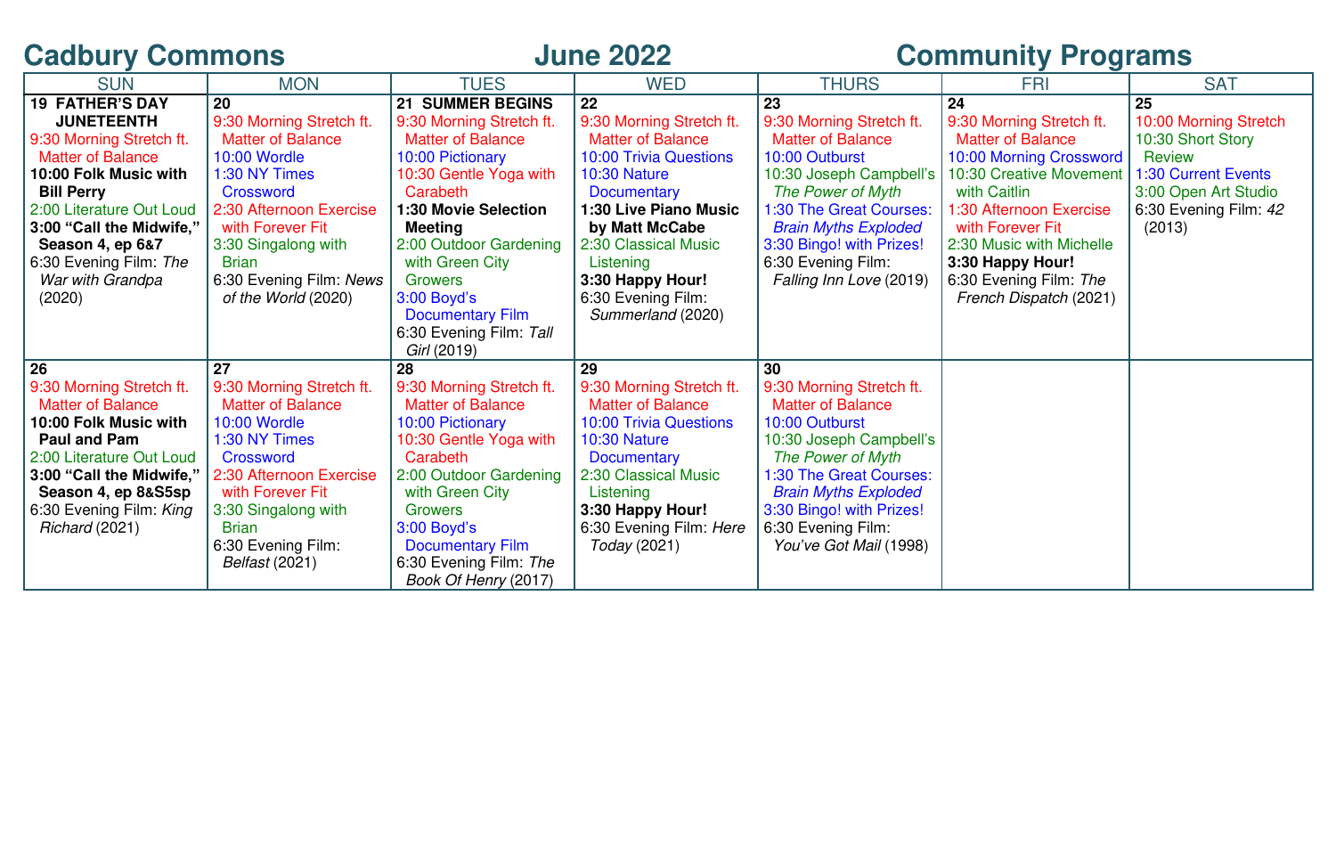# Cadbury Commons June 2022 Community Programs

| SUN | MON | TUES | WED | THURS | FRI | SAT |
|---|---|---|---|---|---|---|
| **19 FATHER'S DAY JUNETEENTH**<br>9:30 Morning Stretch ft. Matter of Balance<br>**10:00 Folk Music with Bill Perry**<br>2:00 Literature Out Loud<br>**3:00 "Call the Midwife," Season 4, ep 6&7**<br>6:30 Evening Film: *The War with Grandpa* (2020) | **20**<br>9:30 Morning Stretch ft. Matter of Balance<br>10:00 Wordle<br>1:30 NY Times Crossword<br>2:30 Afternoon Exercise with Forever Fit<br>3:30 Singalong with Brian<br>6:30 Evening Film: *News of the World* (2020) | **21 SUMMER BEGINS**<br>9:30 Morning Stretch ft. Matter of Balance<br>10:00 Pictionary<br>10:30 Gentle Yoga with Carabeth<br>**1:30 Movie Selection Meeting**<br>2:00 Outdoor Gardening with Green City Growers<br>3:00 Boyd's Documentary Film<br>6:30 Evening Film: *Tall Girl* (2019) | **22**<br>9:30 Morning Stretch ft. Matter of Balance<br>10:00 Trivia Questions<br>10:30 Nature Documentary<br>**1:30 Live Piano Music by Matt McCabe**<br>2:30 Classical Music Listening<br>**3:30 Happy Hour!**<br>6:30 Evening Film: *Summerland* (2020) | **23**<br>9:30 Morning Stretch ft. Matter of Balance<br>10:00 Outburst<br>10:30 Joseph Campbell's *The Power of Myth*<br>1:30 The Great Courses: *Brain Myths Exploded*<br>3:30 Bingo! with Prizes!<br>6:30 Evening Film: *Falling Inn Love* (2019) | **24**<br>9:30 Morning Stretch ft. Matter of Balance<br>10:00 Morning Crossword<br>10:30 Creative Movement with Caitlin<br>1:30 Afternoon Exercise with Forever Fit<br>2:30 Music with Michelle<br>**3:30 Happy Hour!**<br>6:30 Evening Film: *The French Dispatch* (2021) | **25**<br>10:00 Morning Stretch<br>10:30 Short Story Review<br>1:30 Current Events<br>3:00 Open Art Studio<br>6:30 Evening Film: *42* (2013) |
| **26**<br>9:30 Morning Stretch ft. Matter of Balance<br>**10:00 Folk Music with Paul and Pam**<br>2:00 Literature Out Loud<br>**3:00 "Call the Midwife," Season 4, ep 8&S5sp**<br>6:30 Evening Film: *King Richard* (2021) | **27**<br>9:30 Morning Stretch ft. Matter of Balance<br>10:00 Wordle<br>1:30 NY Times Crossword<br>2:30 Afternoon Exercise with Forever Fit<br>3:30 Singalong with Brian<br>6:30 Evening Film: *Belfast* (2021) | **28**<br>9:30 Morning Stretch ft. Matter of Balance<br>10:00 Pictionary<br>10:30 Gentle Yoga with Carabeth<br>2:00 Outdoor Gardening with Green City Growers<br>3:00 Boyd's Documentary Film<br>6:30 Evening Film: *The Book Of Henry* (2017) | **29**<br>9:30 Morning Stretch ft. Matter of Balance<br>10:00 Trivia Questions<br>10:30 Nature Documentary<br>2:30 Classical Music Listening<br>**3:30 Happy Hour!**<br>6:30 Evening Film: *Here Today* (2021) | **30**<br>9:30 Morning Stretch ft. Matter of Balance<br>10:00 Outburst<br>10:30 Joseph Campbell's *The Power of Myth*<br>1:30 The Great Courses: *Brain Myths Exploded*<br>3:30 Bingo! with Prizes!<br>6:30 Evening Film: *You've Got Mail* (1998) | | |